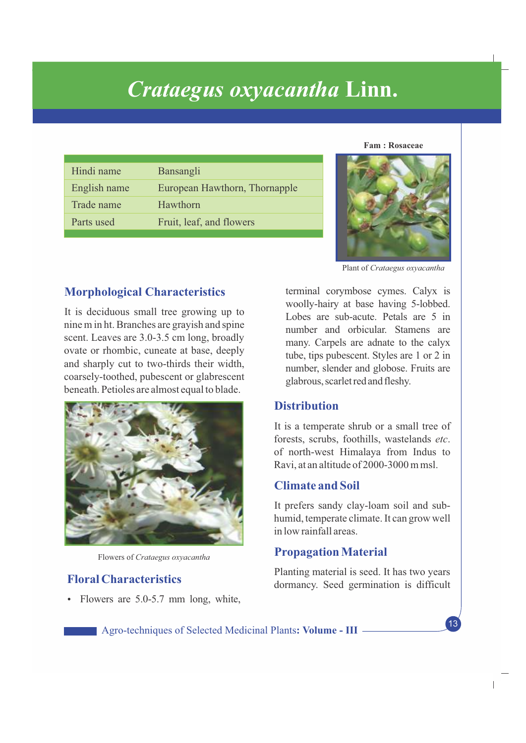# *Crataegus oxyacantha* Linn.

**Fam : Rosaceae**

| Hindi name | Bansangli |
|---|---|
| English name | European Hawthorn, Thornapple |
| Trade name | Hawthorn |
| Parts used | Fruit, leaf, and flowers |

Plant of *Crataegus oxyacantha*

## Morphological Characteristics

It is deciduous small tree growing up to nine m in ht. Branches are grayish and spine scent. Leaves are 3.0-3.5 cm long, broadly ovate or rhombic, cuneate at base, deeply and sharply cut to two-thirds their width, coarsely-toothed, pubescent or glabrescent beneath. Petioles are almost equal to blade.

Flowers of *Crataegus oxyacantha*

## Floral Characteristics

- Flowers are 5.0-5.7 mm long, white, terminal corymbose cymes. Calyx is woolly-hairy at base having 5-lobbed. Lobes are sub-acute. Petals are 5 in number and orbicular. Stamens are many. Carpels are adnate to the calyx tube, tips pubescent. Styles are 1 or 2 in number, slender and globose. Fruits are glabrous, scarlet red and fleshy.

## Distribution

It is a temperate shrub or a small tree of forests, scrubs, foothills, wastelands *etc*. of north-west Himalaya from Indus to Ravi, at an altitude of 2000-3000 m msl.

## Climate and Soil

It prefers sandy clay-loam soil and sub-humid, temperate climate. It can grow well in low rainfall areas.

## Propagation Material

Planting material is seed. It has two years dormancy. Seed germination is difficult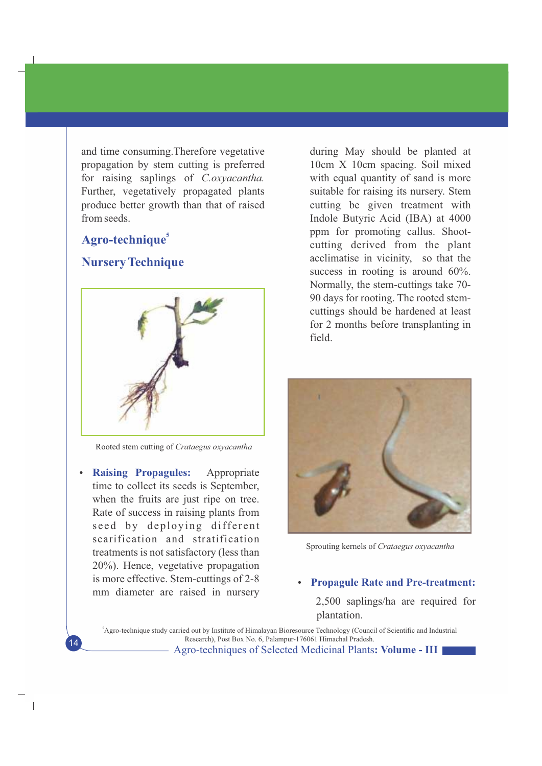and time consuming. Therefore vegetative propagation by stem cutting is preferred for raising saplings of *C.oxyacantha.* Further, vegetatively propagated plants produce better growth than that of raised from seeds.

## Agro-technique[5]

### Nursery Technique

Rooted stem cutting of *Crataegus oxyacantha*

- **Raising Propagules:** Appropriate time to collect its seeds is September, when the fruits are just ripe on tree. Rate of success in raising plants from seed by deploying different scarification and stratification treatments is not satisfactory (less than 20%). Hence, vegetative propagation is more effective. Stem-cuttings of 2-8 mm diameter are raised in nursery during May should be planted at 10cm X 10cm spacing. Soil mixed with equal quantity of sand is more suitable for raising its nursery. Stem cutting be given treatment with Indole Butyric Acid (IBA) at 4000 ppm for promoting callus. Shoot-cutting derived from the plant acclimatise in vicinity, so that the success in rooting is around 60%. Normally, the stem-cuttings take 70-90 days for rooting. The rooted stem-cuttings should be hardened at least for 2 months before transplanting in field.

Sprouting kernels of *Crataegus oxyacantha*

- **Propagule Rate and Pre-treatment:** 2,500 saplings/ha are required for plantation.

[5]Agro-technique study carried out by Institute of Himalayan Bioresource Technology (Council of Scientific and Industrial Research), Post Box No. 6, Palampur-176061 Himachal Pradesh.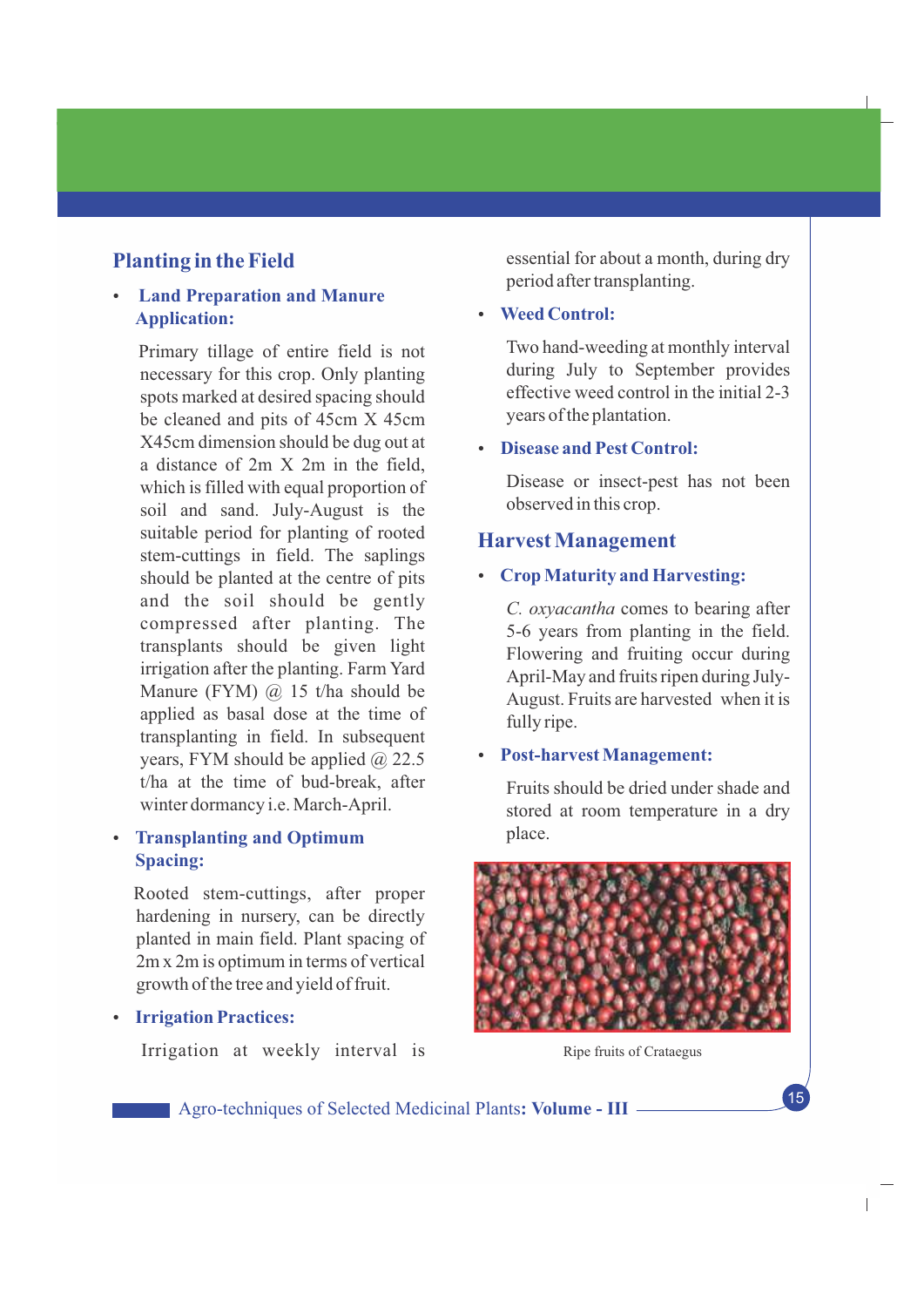## Planting in the Field

- **Land Preparation and Manure Application:**

  Primary tillage of entire field is not necessary for this crop. Only planting spots marked at desired spacing should be cleaned and pits of 45cm X 45cm X45cm dimension should be dug out at a distance of 2m X 2m in the field, which is filled with equal proportion of soil and sand. July-August is the suitable period for planting of rooted stem-cuttings in field. The saplings should be planted at the centre of pits and the soil should be gently compressed after planting. The transplants should be given light irrigation after the planting. Farm Yard Manure (FYM) @ 15 t/ha should be applied as basal dose at the time of transplanting in field. In subsequent years, FYM should be applied @ 22.5 t/ha at the time of bud-break, after winter dormancy i.e. March-April.

- **Transplanting and Optimum Spacing:**

  Rooted stem-cuttings, after proper hardening in nursery, can be directly planted in main field. Plant spacing of 2m x 2m is optimum in terms of vertical growth of the tree and yield of fruit.

- **Irrigation Practices:**

  Irrigation at weekly interval is essential for about a month, during dry period after transplanting.

- **Weed Control:**

  Two hand-weeding at monthly interval during July to September provides effective weed control in the initial 2-3 years of the plantation.

- **Disease and Pest Control:**

  Disease or insect-pest has not been observed in this crop.

## Harvest Management

- **Crop Maturity and Harvesting:**

  *C. oxyacantha* comes to bearing after 5-6 years from planting in the field. Flowering and fruiting occur during April-May and fruits ripen during July-August. Fruits are harvested when it is fully ripe.

- **Post-harvest Management:**

  Fruits should be dried under shade and stored at room temperature in a dry place.

Ripe fruits of Crataegus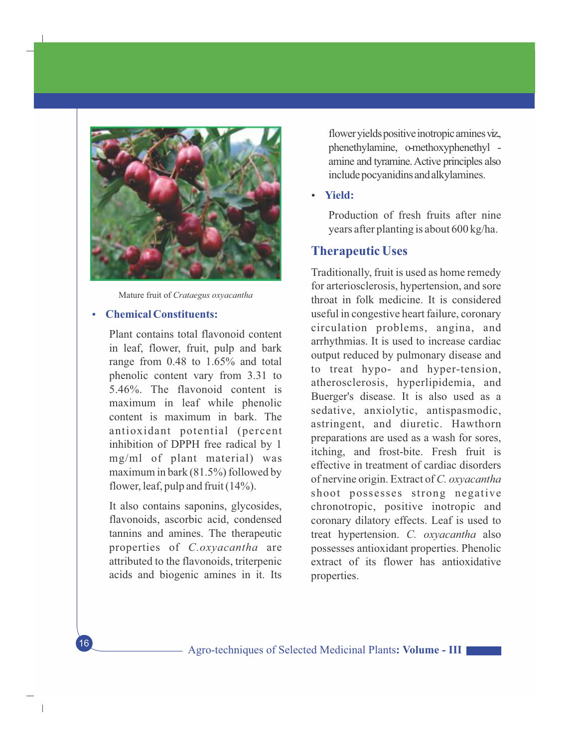Mature fruit of *Crataegus oxyacantha*

- **Chemical Constituents:**

  Plant contains total flavonoid content in leaf, flower, fruit, pulp and bark range from 0.48 to 1.65% and total phenolic content vary from 3.31 to 5.46%. The flavonoid content is maximum in leaf while phenolic content is maximum in bark. The antioxidant potential (percent inhibition of DPPH free radical by 1 mg/ml of plant material) was maximum in bark (81.5%) followed by flower, leaf, pulp and fruit (14%).

  It also contains saponins, glycosides, flavonoids, ascorbic acid, condensed tannins and amines. The therapeutic properties of *C.oxyacantha* are attributed to the flavonoids, triterpenic acids and biogenic amines in it. Its flower yields positive inotropic amines viz, phenethylamine, o-methoxyphenethyl - amine and tyramine. Active principles also include pocyanidins and alkylamines.

- **Yield:**

  Production of fresh fruits after nine years after planting is about 600 kg/ha.

## Therapeutic Uses

Traditionally, fruit is used as home remedy for arteriosclerosis, hypertension, and sore throat in folk medicine. It is considered useful in congestive heart failure, coronary circulation problems, angina, and arrhythmias. It is used to increase cardiac output reduced by pulmonary disease and to treat hypo- and hyper-tension, atherosclerosis, hyperlipidemia, and Buerger's disease. It is also used as a sedative, anxiolytic, antispasmodic, astringent, and diuretic. Hawthorn preparations are used as a wash for sores, itching, and frost-bite. Fresh fruit is effective in treatment of cardiac disorders of nervine origin. Extract of *C. oxyacantha* shoot possesses strong negative chronotropic, positive inotropic and coronary dilatory effects. Leaf is used to treat hypertension. *C. oxyacantha* also possesses antioxidant properties. Phenolic extract of its flower has antioxidative properties.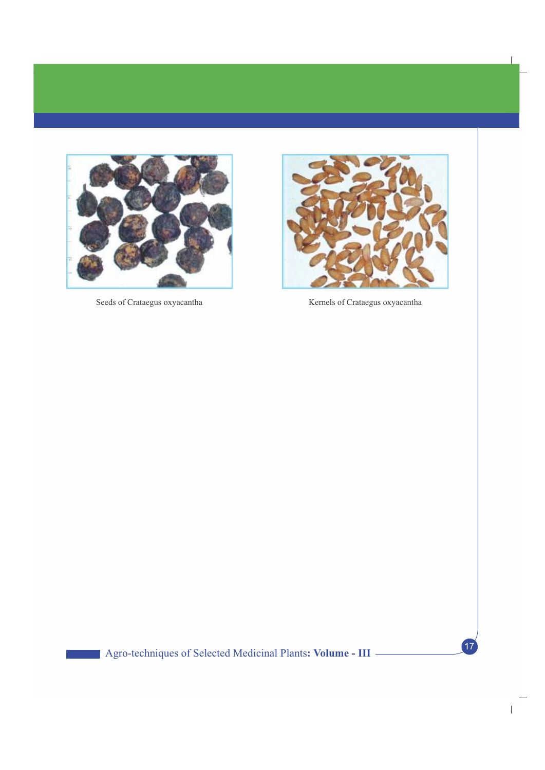Seeds of Crataegus oxyacantha

Kernels of Crataegus oxyacantha